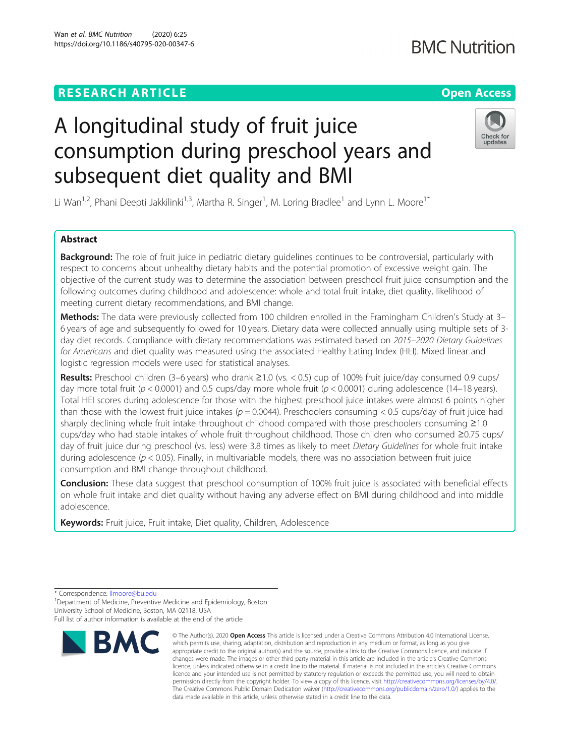RESEARCH ARTICLE

Open Access

# A longitudinal study of fruit juice consumption during preschool years and subsequent diet quality and BMI

Li Wan[1,2], Phani Deepti Jakkilinki[1,3], Martha R. Singer[1], M. Loring Bradlee[1] and Lynn L. Moore[1*]

## Abstract

**Background:** The role of fruit juice in pediatric dietary guidelines continues to be controversial, particularly with respect to concerns about unhealthy dietary habits and the potential promotion of excessive weight gain. The objective of the current study was to determine the association between preschool fruit juice consumption and the following outcomes during childhood and adolescence: whole and total fruit intake, diet quality, likelihood of meeting current dietary recommendations, and BMI change.

**Methods:** The data were previously collected from 100 children enrolled in the Framingham Children's Study at 3–6 years of age and subsequently followed for 10 years. Dietary data were collected annually using multiple sets of 3-day diet records. Compliance with dietary recommendations was estimated based on *2015–2020 Dietary Guidelines for Americans* and diet quality was measured using the associated Healthy Eating Index (HEI). Mixed linear and logistic regression models were used for statistical analyses.

**Results:** Preschool children (3–6 years) who drank ≥1.0 (vs. < 0.5) cup of 100% fruit juice/day consumed 0.9 cups/day more total fruit ($p < 0.0001$) and 0.5 cups/day more whole fruit ($p < 0.0001$) during adolescence (14–18 years). Total HEI scores during adolescence for those with the highest preschool juice intakes were almost 6 points higher than those with the lowest fruit juice intakes ($p = 0.0044$). Preschoolers consuming < 0.5 cups/day of fruit juice had sharply declining whole fruit intake throughout childhood compared with those preschoolers consuming ≥1.0 cups/day who had stable intakes of whole fruit throughout childhood. Those children who consumed ≥0.75 cups/day of fruit juice during preschool (vs. less) were 3.8 times as likely to meet *Dietary Guidelines* for whole fruit intake during adolescence ($p < 0.05$). Finally, in multivariable models, there was no association between fruit juice consumption and BMI change throughout childhood.

**Conclusion:** These data suggest that preschool consumption of 100% fruit juice is associated with beneficial effects on whole fruit intake and diet quality without having any adverse effect on BMI during childhood and into middle adolescence.

**Keywords:** Fruit juice, Fruit intake, Diet quality, Children, Adolescence

\* Correspondence: llmoore@bu.edu

[1]Department of Medicine, Preventive Medicine and Epidemiology, Boston University School of Medicine, Boston, MA 02118, USA

Full list of author information is available at the end of the article

© The Author(s). 2020 **Open Access** This article is licensed under a Creative Commons Attribution 4.0 International License, which permits use, sharing, adaptation, distribution and reproduction in any medium or format, as long as you give appropriate credit to the original author(s) and the source, provide a link to the Creative Commons licence, and indicate if changes were made. The images or other third party material in this article are included in the article's Creative Commons licence, unless indicated otherwise in a credit line to the material. If material is not included in the article's Creative Commons licence and your intended use is not permitted by statutory regulation or exceeds the permitted use, you will need to obtain permission directly from the copyright holder. To view a copy of this licence, visit http://creativecommons.org/licenses/by/4.0/. The Creative Commons Public Domain Dedication waiver (http://creativecommons.org/publicdomain/zero/1.0/) applies to the data made available in this article, unless otherwise stated in a credit line to the data.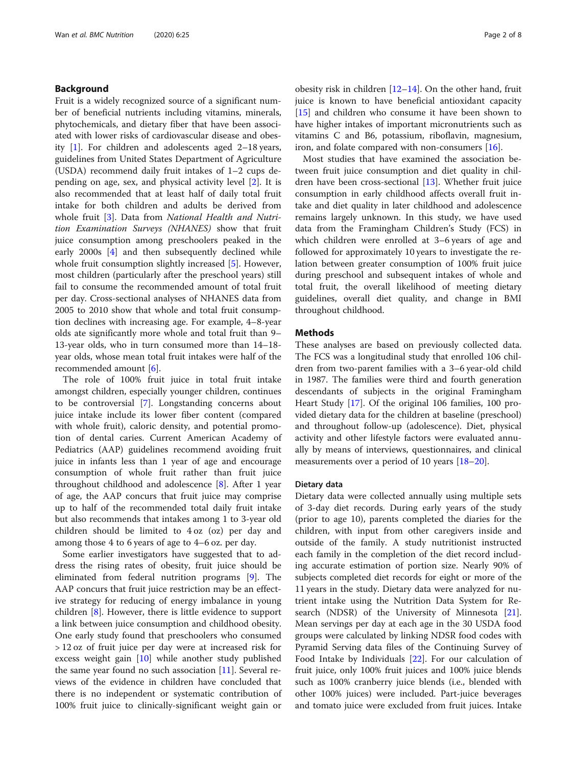## Background

Fruit is a widely recognized source of a significant number of beneficial nutrients including vitamins, minerals, phytochemicals, and dietary fiber that have been associated with lower risks of cardiovascular disease and obesity [1]. For children and adolescents aged 2–18 years, guidelines from United States Department of Agriculture (USDA) recommend daily fruit intakes of 1–2 cups depending on age, sex, and physical activity level [2]. It is also recommended that at least half of daily total fruit intake for both children and adults be derived from whole fruit [3]. Data from *National Health and Nutrition Examination Surveys (NHANES)* show that fruit juice consumption among preschoolers peaked in the early 2000s [4] and then subsequently declined while whole fruit consumption slightly increased [5]. However, most children (particularly after the preschool years) still fail to consume the recommended amount of total fruit per day. Cross-sectional analyses of NHANES data from 2005 to 2010 show that whole and total fruit consumption declines with increasing age. For example, 4–8-year olds ate significantly more whole and total fruit than 9–13-year olds, who in turn consumed more than 14–18-year olds, whose mean total fruit intakes were half of the recommended amount [6].

The role of 100% fruit juice in total fruit intake amongst children, especially younger children, continues to be controversial [7]. Longstanding concerns about juice intake include its lower fiber content (compared with whole fruit), caloric density, and potential promotion of dental caries. Current American Academy of Pediatrics (AAP) guidelines recommend avoiding fruit juice in infants less than 1 year of age and encourage consumption of whole fruit rather than fruit juice throughout childhood and adolescence [8]. After 1 year of age, the AAP concurs that fruit juice may comprise up to half of the recommended total daily fruit intake but also recommends that intakes among 1 to 3-year old children should be limited to 4 oz (oz) per day and among those 4 to 6 years of age to 4–6 oz. per day.

Some earlier investigators have suggested that to address the rising rates of obesity, fruit juice should be eliminated from federal nutrition programs [9]. The AAP concurs that fruit juice restriction may be an effective strategy for reducing of energy imbalance in young children [8]. However, there is little evidence to support a link between juice consumption and childhood obesity. One early study found that preschoolers who consumed > 12 oz of fruit juice per day were at increased risk for excess weight gain [10] while another study published the same year found no such association [11]. Several reviews of the evidence in children have concluded that there is no independent or systematic contribution of 100% fruit juice to clinically-significant weight gain or obesity risk in children [12–14]. On the other hand, fruit juice is known to have beneficial antioxidant capacity [15] and children who consume it have been shown to have higher intakes of important micronutrients such as vitamins C and B6, potassium, riboflavin, magnesium, iron, and folate compared with non-consumers [16].

Most studies that have examined the association between fruit juice consumption and diet quality in children have been cross-sectional [13]. Whether fruit juice consumption in early childhood affects overall fruit intake and diet quality in later childhood and adolescence remains largely unknown. In this study, we have used data from the Framingham Children's Study (FCS) in which children were enrolled at 3–6 years of age and followed for approximately 10 years to investigate the relation between greater consumption of 100% fruit juice during preschool and subsequent intakes of whole and total fruit, the overall likelihood of meeting dietary guidelines, overall diet quality, and change in BMI throughout childhood.

## Methods

These analyses are based on previously collected data. The FCS was a longitudinal study that enrolled 106 children from two-parent families with a 3–6 year-old child in 1987. The families were third and fourth generation descendants of subjects in the original Framingham Heart Study [17]. Of the original 106 families, 100 provided dietary data for the children at baseline (preschool) and throughout follow-up (adolescence). Diet, physical activity and other lifestyle factors were evaluated annually by means of interviews, questionnaires, and clinical measurements over a period of 10 years [18–20].

### Dietary data

Dietary data were collected annually using multiple sets of 3-day diet records. During early years of the study (prior to age 10), parents completed the diaries for the children, with input from other caregivers inside and outside of the family. A study nutritionist instructed each family in the completion of the diet record including accurate estimation of portion size. Nearly 90% of subjects completed diet records for eight or more of the 11 years in the study. Dietary data were analyzed for nutrient intake using the Nutrition Data System for Research (NDSR) of the University of Minnesota [21]. Mean servings per day at each age in the 30 USDA food groups were calculated by linking NDSR food codes with Pyramid Serving data files of the Continuing Survey of Food Intake by Individuals [22]. For our calculation of fruit juice, only 100% fruit juices and 100% juice blends such as 100% cranberry juice blends (i.e., blended with other 100% juices) were included. Part-juice beverages and tomato juice were excluded from fruit juices. Intake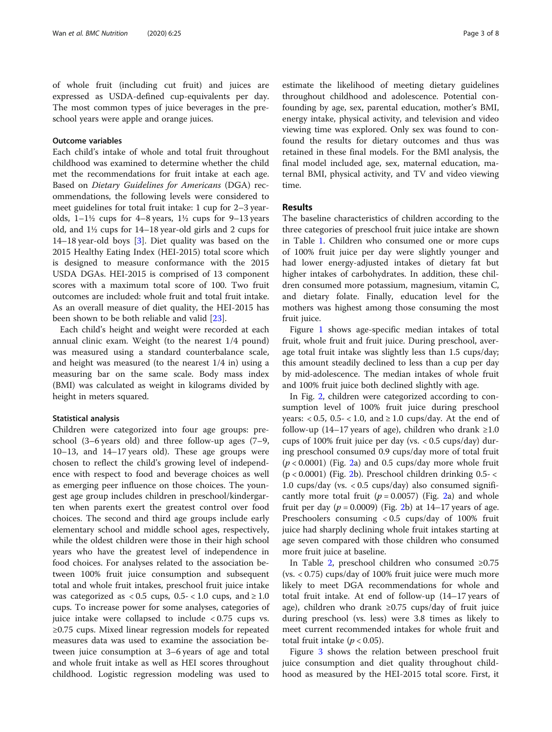of whole fruit (including cut fruit) and juices are expressed as USDA-defined cup-equivalents per day. The most common types of juice beverages in the preschool years were apple and orange juices.

### Outcome variables

Each child's intake of whole and total fruit throughout childhood was examined to determine whether the child met the recommendations for fruit intake at each age. Based on *Dietary Guidelines for Americans* (DGA) recommendations, the following levels were considered to meet guidelines for total fruit intake: 1 cup for 2–3 year-olds, 1–1½ cups for 4–8 years, 1½ cups for 9–13 years old, and 1½ cups for 14–18 year-old girls and 2 cups for 14–18 year-old boys [3]. Diet quality was based on the 2015 Healthy Eating Index (HEI-2015) total score which is designed to measure conformance with the 2015 USDA DGAs. HEI-2015 is comprised of 13 component scores with a maximum total score of 100. Two fruit outcomes are included: whole fruit and total fruit intake. As an overall measure of diet quality, the HEI-2015 has been shown to be both reliable and valid [23].

Each child's height and weight were recorded at each annual clinic exam. Weight (to the nearest 1/4 pound) was measured using a standard counterbalance scale, and height was measured (to the nearest 1/4 in) using a measuring bar on the same scale. Body mass index (BMI) was calculated as weight in kilograms divided by height in meters squared.

### Statistical analysis

Children were categorized into four age groups: preschool (3–6 years old) and three follow-up ages (7–9, 10–13, and 14–17 years old). These age groups were chosen to reflect the child's growing level of independence with respect to food and beverage choices as well as emerging peer influence on those choices. The youngest age group includes children in preschool/kindergarten when parents exert the greatest control over food choices. The second and third age groups include early elementary school and middle school ages, respectively, while the oldest children were those in their high school years who have the greatest level of independence in food choices. For analyses related to the association between 100% fruit juice consumption and subsequent total and whole fruit intakes, preschool fruit juice intake was categorized as $< 0.5$ cups, $0.5- < 1.0$ cups, and $\geq 1.0$ cups. To increase power for some analyses, categories of juice intake were collapsed to include $< 0.75$ cups vs. $\geq 0.75$ cups. Mixed linear regression models for repeated measures data was used to examine the association between juice consumption at 3–6 years of age and total and whole fruit intake as well as HEI scores throughout childhood. Logistic regression modeling was used to estimate the likelihood of meeting dietary guidelines throughout childhood and adolescence. Potential confounding by age, sex, parental education, mother's BMI, energy intake, physical activity, and television and video viewing time was explored. Only sex was found to confound the results for dietary outcomes and thus was retained in these final models. For the BMI analysis, the final model included age, sex, maternal education, maternal BMI, physical activity, and TV and video viewing time.

## Results

The baseline characteristics of children according to the three categories of preschool fruit juice intake are shown in Table 1. Children who consumed one or more cups of 100% fruit juice per day were slightly younger and had lower energy-adjusted intakes of dietary fat but higher intakes of carbohydrates. In addition, these children consumed more potassium, magnesium, vitamin C, and dietary folate. Finally, education level for the mothers was highest among those consuming the most fruit juice.

Figure 1 shows age-specific median intakes of total fruit, whole fruit and fruit juice. During preschool, average total fruit intake was slightly less than 1.5 cups/day; this amount steadily declined to less than a cup per day by mid-adolescence. The median intakes of whole fruit and 100% fruit juice both declined slightly with age.

In Fig. 2, children were categorized according to consumption level of 100% fruit juice during preschool years: $< 0.5$, $0.5- < 1.0$, and $\geq 1.0$ cups/day. At the end of follow-up (14–17 years of age), children who drank $\geq 1.0$ cups of 100% fruit juice per day (vs. $< 0.5$ cups/day) during preschool consumed 0.9 cups/day more of total fruit ($p < 0.0001$) (Fig. 2a) and 0.5 cups/day more whole fruit ($p < 0.0001$) (Fig. 2b). Preschool children drinking $0.5- <$ 1.0 cups/day (vs. $< 0.5$ cups/day) also consumed significantly more total fruit ($p = 0.0057$) (Fig. 2a) and whole fruit per day ($p = 0.0009$) (Fig. 2b) at 14–17 years of age. Preschoolers consuming $< 0.5$ cups/day of 100% fruit juice had sharply declining whole fruit intakes starting at age seven compared with those children who consumed more fruit juice at baseline.

In Table 2, preschool children who consumed $\geq 0.75$ (vs. $< 0.75$) cups/day of 100% fruit juice were much more likely to meet DGA recommendations for whole and total fruit intake. At end of follow-up (14–17 years of age), children who drank $\geq 0.75$ cups/day of fruit juice during preschool (vs. less) were 3.8 times as likely to meet current recommended intakes for whole fruit and total fruit intake ($p < 0.05$).

Figure 3 shows the relation between preschool fruit juice consumption and diet quality throughout childhood as measured by the HEI-2015 total score. First, it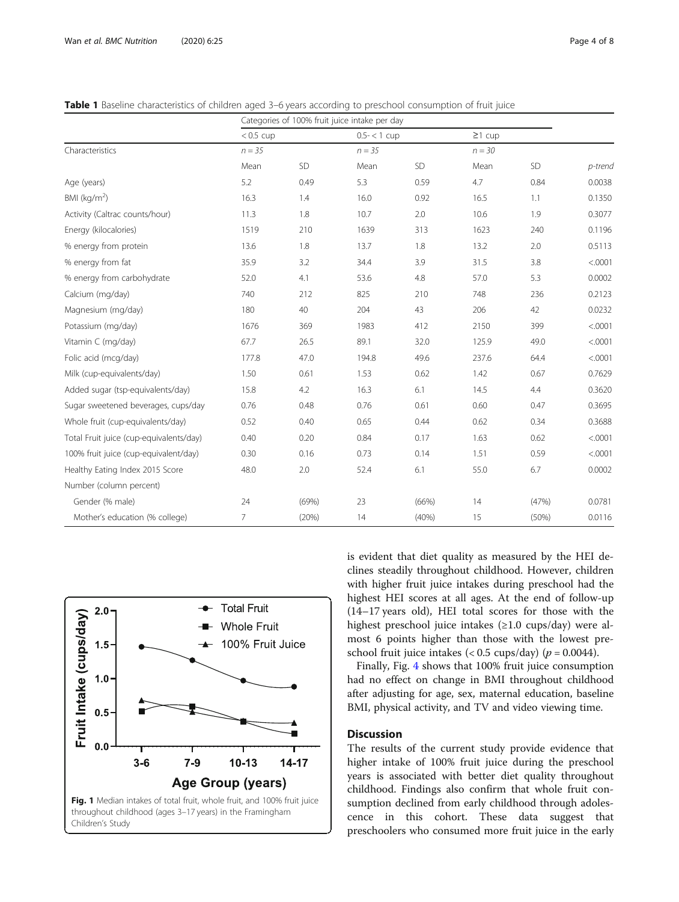**Table 1** Baseline characteristics of children aged 3–6 years according to preschool consumption of fruit juice

| | Categories of 100% fruit juice intake per day | | | | | | |
|---|---|---|---|---|---|---|---|
| | < 0.5 cup | | 0.5- < 1 cup | | ≥1 cup | | |
| Characteristics | n = 35 | | n = 35 | | n = 30 | | |
| | Mean | SD | Mean | SD | Mean | SD | p-trend |
| Age (years) | 5.2 | 0.49 | 5.3 | 0.59 | 4.7 | 0.84 | 0.0038 |
| BMI (kg/m²) | 16.3 | 1.4 | 16.0 | 0.92 | 16.5 | 1.1 | 0.1350 |
| Activity (Caltrac counts/hour) | 11.3 | 1.8 | 10.7 | 2.0 | 10.6 | 1.9 | 0.3077 |
| Energy (kilocalories) | 1519 | 210 | 1639 | 313 | 1623 | 240 | 0.1196 |
| % energy from protein | 13.6 | 1.8 | 13.7 | 1.8 | 13.2 | 2.0 | 0.5113 |
| % energy from fat | 35.9 | 3.2 | 34.4 | 3.9 | 31.5 | 3.8 | <.0001 |
| % energy from carbohydrate | 52.0 | 4.1 | 53.6 | 4.8 | 57.0 | 5.3 | 0.0002 |
| Calcium (mg/day) | 740 | 212 | 825 | 210 | 748 | 236 | 0.2123 |
| Magnesium (mg/day) | 180 | 40 | 204 | 43 | 206 | 42 | 0.0232 |
| Potassium (mg/day) | 1676 | 369 | 1983 | 412 | 2150 | 399 | <.0001 |
| Vitamin C (mg/day) | 67.7 | 26.5 | 89.1 | 32.0 | 125.9 | 49.0 | <.0001 |
| Folic acid (mcg/day) | 177.8 | 47.0 | 194.8 | 49.6 | 237.6 | 64.4 | <.0001 |
| Milk (cup-equivalents/day) | 1.50 | 0.61 | 1.53 | 0.62 | 1.42 | 0.67 | 0.7629 |
| Added sugar (tsp-equivalents/day) | 15.8 | 4.2 | 16.3 | 6.1 | 14.5 | 4.4 | 0.3620 |
| Sugar sweetened beverages, cups/day | 0.76 | 0.48 | 0.76 | 0.61 | 0.60 | 0.47 | 0.3695 |
| Whole fruit (cup-equivalents/day) | 0.52 | 0.40 | 0.65 | 0.44 | 0.62 | 0.34 | 0.3688 |
| Total Fruit juice (cup-equivalents/day) | 0.40 | 0.20 | 0.84 | 0.17 | 1.63 | 0.62 | <.0001 |
| 100% fruit juice (cup-equivalent/day) | 0.30 | 0.16 | 0.73 | 0.14 | 1.51 | 0.59 | <.0001 |
| Healthy Eating Index 2015 Score | 48.0 | 2.0 | 52.4 | 6.1 | 55.0 | 6.7 | 0.0002 |
| Number (column percent) | | | | | | | |
| Gender (% male) | 24 | (69%) | 23 | (66%) | 14 | (47%) | 0.0781 |
| Mother's education (% college) | 7 | (20%) | 14 | (40%) | 15 | (50%) | 0.0116 |

**Fig. 1** Median intakes of total fruit, whole fruit, and 100% fruit juice throughout childhood (ages 3–17 years) in the Framingham Children's Study

is evident that diet quality as measured by the HEI declines steadily throughout childhood. However, children with higher fruit juice intakes during preschool had the highest HEI scores at all ages. At the end of follow-up (14–17 years old), HEI total scores for those with the highest preschool juice intakes (≥1.0 cups/day) were almost 6 points higher than those with the lowest preschool fruit juice intakes (< 0.5 cups/day) ($p = 0.0044$).

Finally, Fig. 4 shows that 100% fruit juice consumption had no effect on change in BMI throughout childhood after adjusting for age, sex, maternal education, baseline BMI, physical activity, and TV and video viewing time.

## Discussion

The results of the current study provide evidence that higher intake of 100% fruit juice during the preschool years is associated with better diet quality throughout childhood. Findings also confirm that whole fruit consumption declined from early childhood through adolescence in this cohort. These data suggest that preschoolers who consumed more fruit juice in the early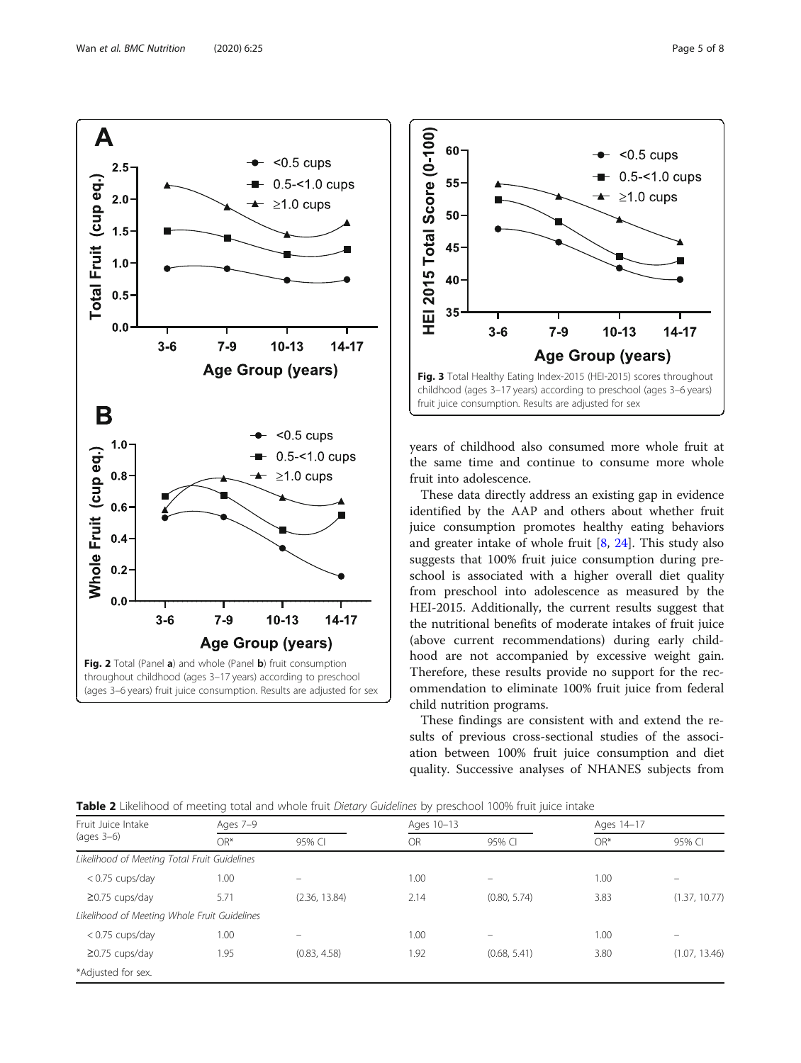Fig. 2 Total (Panel **a**) and whole (Panel **b**) fruit consumption throughout childhood (ages 3–17 years) according to preschool (ages 3–6 years) fruit juice consumption. Results are adjusted for sex

Fig. 3 Total Healthy Eating Index-2015 (HEI-2015) scores throughout childhood (ages 3–17 years) according to preschool (ages 3–6 years) fruit juice consumption. Results are adjusted for sex

years of childhood also consumed more whole fruit at the same time and continue to consume more whole fruit into adolescence.

These data directly address an existing gap in evidence identified by the AAP and others about whether fruit juice consumption promotes healthy eating behaviors and greater intake of whole fruit [8, 24]. This study also suggests that 100% fruit juice consumption during preschool is associated with a higher overall diet quality from preschool into adolescence as measured by the HEI-2015. Additionally, the current results suggest that the nutritional benefits of moderate intakes of fruit juice (above current recommendations) during early childhood are not accompanied by excessive weight gain. Therefore, these results provide no support for the recommendation to eliminate 100% fruit juice from federal child nutrition programs.

These findings are consistent with and extend the results of previous cross-sectional studies of the association between 100% fruit juice consumption and diet quality. Successive analyses of NHANES subjects from

**Table 2** Likelihood of meeting total and whole fruit *Dietary Guidelines* by preschool 100% fruit juice intake

| Fruit Juice Intake (ages 3–6) | Ages 7–9 | | Ages 10–13 | | Ages 14–17 | |
|---|---|---|---|---|---|---|
| | OR* | 95% CI | OR | 95% CI | OR* | 95% CI |
| *Likelihood of Meeting Total Fruit Guidelines* | | | | | | |
| < 0.75 cups/day | 1.00 | – | 1.00 | – | 1.00 | – |
| ≥0.75 cups/day | 5.71 | (2.36, 13.84) | 2.14 | (0.80, 5.74) | 3.83 | (1.37, 10.77) |
| *Likelihood of Meeting Whole Fruit Guidelines* | | | | | | |
| < 0.75 cups/day | 1.00 | – | 1.00 | – | 1.00 | – |
| ≥0.75 cups/day | 1.95 | (0.83, 4.58) | 1.92 | (0.68, 5.41) | 3.80 | (1.07, 13.46) |

*Adjusted for sex.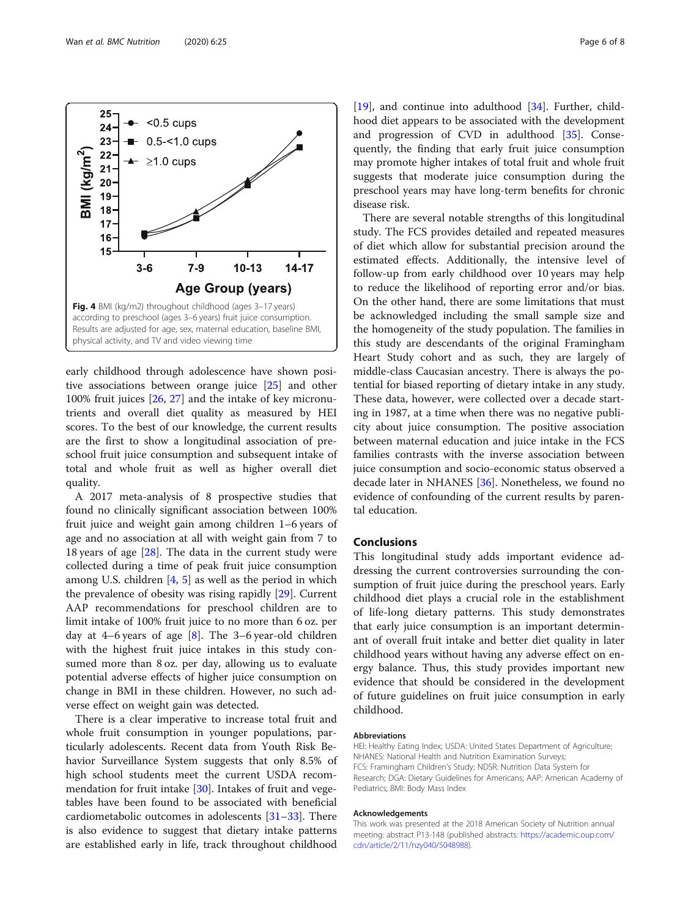Fig. 4 BMI (kg/m2) throughout childhood (ages 3–17 years) according to preschool (ages 3–6 years) fruit juice consumption. Results are adjusted for age, sex, maternal education, baseline BMI, physical activity, and TV and video viewing time

early childhood through adolescence have shown positive associations between orange juice [25] and other 100% fruit juices [26, 27] and the intake of key micronutrients and overall diet quality as measured by HEI scores. To the best of our knowledge, the current results are the first to show a longitudinal association of preschool fruit juice consumption and subsequent intake of total and whole fruit as well as higher overall diet quality.

A 2017 meta-analysis of 8 prospective studies that found no clinically significant association between 100% fruit juice and weight gain among children 1–6 years of age and no association at all with weight gain from 7 to 18 years of age [28]. The data in the current study were collected during a time of peak fruit juice consumption among U.S. children [4, 5] as well as the period in which the prevalence of obesity was rising rapidly [29]. Current AAP recommendations for preschool children are to limit intake of 100% fruit juice to no more than 6 oz. per day at 4–6 years of age [8]. The 3–6 year-old children with the highest fruit juice intakes in this study consumed more than 8 oz. per day, allowing us to evaluate potential adverse effects of higher juice consumption on change in BMI in these children. However, no such adverse effect on weight gain was detected.

There is a clear imperative to increase total fruit and whole fruit consumption in younger populations, particularly adolescents. Recent data from Youth Risk Behavior Surveillance System suggests that only 8.5% of high school students meet the current USDA recommendation for fruit intake [30]. Intakes of fruit and vegetables have been found to be associated with beneficial cardiometabolic outcomes in adolescents [31–33]. There is also evidence to suggest that dietary intake patterns are established early in life, track throughout childhood [19], and continue into adulthood [34]. Further, childhood diet appears to be associated with the development and progression of CVD in adulthood [35]. Consequently, the finding that early fruit juice consumption may promote higher intakes of total fruit and whole fruit suggests that moderate juice consumption during the preschool years may have long-term benefits for chronic disease risk.

There are several notable strengths of this longitudinal study. The FCS provides detailed and repeated measures of diet which allow for substantial precision around the estimated effects. Additionally, the intensive level of follow-up from early childhood over 10 years may help to reduce the likelihood of reporting error and/or bias. On the other hand, there are some limitations that must be acknowledged including the small sample size and the homogeneity of the study population. The families in this study are descendants of the original Framingham Heart Study cohort and as such, they are largely of middle-class Caucasian ancestry. There is always the potential for biased reporting of dietary intake in any study. These data, however, were collected over a decade starting in 1987, at a time when there was no negative publicity about juice consumption. The positive association between maternal education and juice intake in the FCS families contrasts with the inverse association between juice consumption and socio-economic status observed a decade later in NHANES [36]. Nonetheless, we found no evidence of confounding of the current results by parental education.

## Conclusions

This longitudinal study adds important evidence addressing the current controversies surrounding the consumption of fruit juice during the preschool years. Early childhood diet plays a crucial role in the establishment of life-long dietary patterns. This study demonstrates that early juice consumption is an important determinant of overall fruit intake and better diet quality in later childhood years without having any adverse effect on energy balance. Thus, this study provides important new evidence that should be considered in the development of future guidelines on fruit juice consumption in early childhood.

### Abbreviations

HEI: Healthy Eating Index; USDA: United States Department of Agriculture; NHANES: National Health and Nutrition Examination Surveys; FCS: Framingham Children's Study; NDSR: Nutrition Data System for Research; DGA: Dietary Guidelines for Americans; AAP: American Academy of Pediatrics; BMI: Body Mass Index

### Acknowledgements

This work was presented at the 2018 American Society of Nutrition annual meeting: abstract P13-148 (published abstracts: https://academic.oup.com/cdn/article/2/11/nzy040/5048988).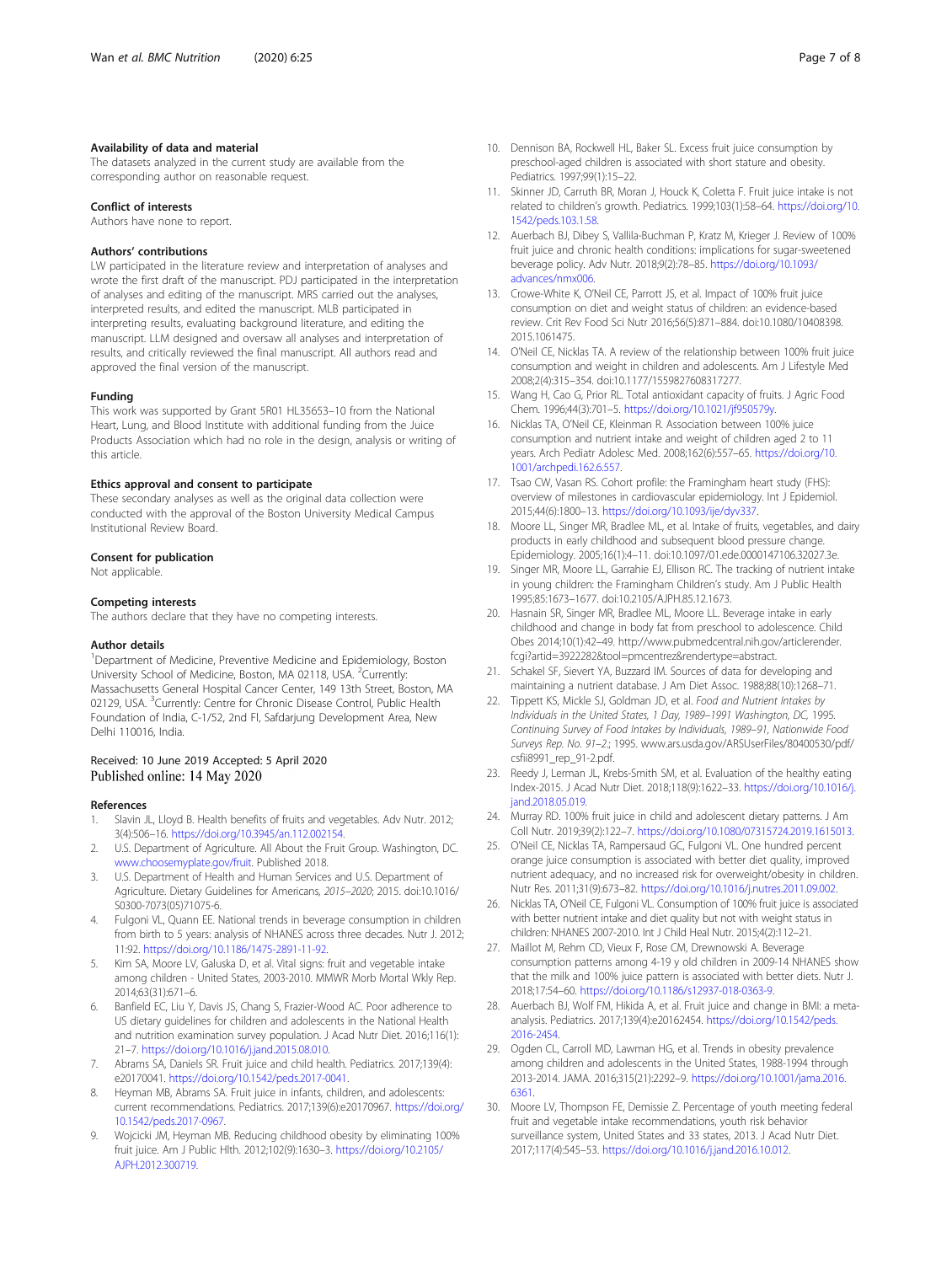#### Availability of data and material

The datasets analyzed in the current study are available from the corresponding author on reasonable request.

#### Conflict of interests

Authors have none to report.

#### Authors' contributions

LW participated in the literature review and interpretation of analyses and wrote the first draft of the manuscript. PDJ participated in the interpretation of analyses and editing of the manuscript. MRS carried out the analyses, interpreted results, and edited the manuscript. MLB participated in interpreting results, evaluating background literature, and editing the manuscript. LLM designed and oversaw all analyses and interpretation of results, and critically reviewed the final manuscript. All authors read and approved the final version of the manuscript.

#### Funding

This work was supported by Grant 5R01 HL35653–10 from the National Heart, Lung, and Blood Institute with additional funding from the Juice Products Association which had no role in the design, analysis or writing of this article.

#### Ethics approval and consent to participate

These secondary analyses as well as the original data collection were conducted with the approval of the Boston University Medical Campus Institutional Review Board.

#### Consent for publication

Not applicable.

#### Competing interests

The authors declare that they have no competing interests.

#### Author details

[1]Department of Medicine, Preventive Medicine and Epidemiology, Boston University School of Medicine, Boston, MA 02118, USA. [2]Currently: Massachusetts General Hospital Cancer Center, 149 13th Street, Boston, MA 02129, USA. [3]Currently: Centre for Chronic Disease Control, Public Health Foundation of India, C-1/52, 2nd Fl, Safdarjung Development Area, New Delhi 110016, India.

Received: 10 June 2019 Accepted: 5 April 2020
Published online: 14 May 2020

#### References

1. Slavin JL, Lloyd B. Health benefits of fruits and vegetables. Adv Nutr. 2012; 3(4):506–16. https://doi.org/10.3945/an.112.002154.
2. U.S. Department of Agriculture. All About the Fruit Group. Washington, DC. www.choosemyplate.gov/fruit. Published 2018.
3. U.S. Department of Health and Human Services and U.S. Department of Agriculture. Dietary Guidelines for Americans, *2015–2020*; 2015. doi:10.1016/S0300-7073(05)71075-6.
4. Fulgoni VL, Quann EE. National trends in beverage consumption in children from birth to 5 years: analysis of NHANES across three decades. Nutr J. 2012; 11:92. https://doi.org/10.1186/1475-2891-11-92.
5. Kim SA, Moore LV, Galuska D, et al. Vital signs: fruit and vegetable intake among children - United States, 2003-2010. MMWR Morb Mortal Wkly Rep. 2014;63(31):671–6.
6. Banfield EC, Liu Y, Davis JS, Chang S, Frazier-Wood AC. Poor adherence to US dietary guidelines for children and adolescents in the National Health and nutrition examination survey population. J Acad Nutr Diet. 2016;116(1): 21–7. https://doi.org/10.1016/j.jand.2015.08.010.
7. Abrams SA, Daniels SR. Fruit juice and child health. Pediatrics. 2017;139(4): e20170041. https://doi.org/10.1542/peds.2017-0041.
8. Heyman MB, Abrams SA. Fruit juice in infants, children, and adolescents: current recommendations. Pediatrics. 2017;139(6):e20170967. https://doi.org/10.1542/peds.2017-0967.
9. Wojcicki JM, Heyman MB. Reducing childhood obesity by eliminating 100% fruit juice. Am J Public Hlth. 2012;102(9):1630–3. https://doi.org/10.2105/AJPH.2012.300719.
10. Dennison BA, Rockwell HL, Baker SL. Excess fruit juice consumption by preschool-aged children is associated with short stature and obesity. Pediatrics. 1997;99(1):15–22.
11. Skinner JD, Carruth BR, Moran J, Houck K, Coletta F. Fruit juice intake is not related to children's growth. Pediatrics. 1999;103(1):58–64. https://doi.org/10.1542/peds.103.1.58.
12. Auerbach BJ, Dibey S, Vallila-Buchman P, Kratz M, Krieger J. Review of 100% fruit juice and chronic health conditions: implications for sugar-sweetened beverage policy. Adv Nutr. 2018;9(2):78–85. https://doi.org/10.1093/advances/nmx006.
13. Crowe-White K, O'Neil CE, Parrott JS, et al. Impact of 100% fruit juice consumption on diet and weight status of children: an evidence-based review. Crit Rev Food Sci Nutr 2016;56(5):871–884. doi:10.1080/10408398.2015.1061475.
14. O'Neil CE, Nicklas TA. A review of the relationship between 100% fruit juice consumption and weight in children and adolescents. Am J Lifestyle Med 2008;2(4):315–354. doi:10.1177/1559827608317277.
15. Wang H, Cao G, Prior RL. Total antioxidant capacity of fruits. J Agric Food Chem. 1996;44(3):701–5. https://doi.org/10.1021/jf950579y.
16. Nicklas TA, O'Neil CE, Kleinman R. Association between 100% juice consumption and nutrient intake and weight of children aged 2 to 11 years. Arch Pediatr Adolesc Med. 2008;162(6):557–65. https://doi.org/10.1001/archpedi.162.6.557.
17. Tsao CW, Vasan RS. Cohort profile: the Framingham heart study (FHS): overview of milestones in cardiovascular epidemiology. Int J Epidemiol. 2015;44(6):1800–13. https://doi.org/10.1093/ije/dyv337.
18. Moore LL, Singer MR, Bradlee ML, et al. Intake of fruits, vegetables, and dairy products in early childhood and subsequent blood pressure change. Epidemiology. 2005;16(1):4–11. doi:10.1097/01.ede.0000147106.32027.3e.
19. Singer MR, Moore LL, Garrahie EJ, Ellison RC. The tracking of nutrient intake in young children: the Framingham Children's study. Am J Public Health 1995;85:1673–1677. doi:10.2105/AJPH.85.12.1673.
20. Hasnain SR, Singer MR, Bradlee ML, Moore LL. Beverage intake in early childhood and change in body fat from preschool to adolescence. Child Obes 2014;10(1):42–49. http://www.pubmedcentral.nih.gov/articlerender.fcgi?artid=3922282&tool=pmcentrez&rendertype=abstract.
21. Schakel SF, Sievert YA, Buzzard IM. Sources of data for developing and maintaining a nutrient database. J Am Diet Assoc. 1988;88(10):1268–71.
22. Tippett KS, Mickle SJ, Goldman JD, et al. *Food and Nutrient Intakes by Individuals in the United States, 1 Day, 1989–1991 Washington, DC,* 1995. *Continuing Survey of Food Intakes by Individuals, 1989–91, Nationwide Food Surveys Rep. No. 91–2*.; 1995. www.ars.usda.gov/ARSUserFiles/80400530/pdf/csfii8991_rep_91-2.pdf.
23. Reedy J, Lerman JL, Krebs-Smith SM, et al. Evaluation of the healthy eating Index-2015. J Acad Nutr Diet. 2018;118(9):1622–33. https://doi.org/10.1016/j.jand.2018.05.019.
24. Murray RD. 100% fruit juice in child and adolescent dietary patterns. J Am Coll Nutr. 2019;39(2):122–7. https://doi.org/10.1080/07315724.2019.1615013.
25. O'Neil CE, Nicklas TA, Rampersaud GC, Fulgoni VL. One hundred percent orange juice consumption is associated with better diet quality, improved nutrient adequacy, and no increased risk for overweight/obesity in children. Nutr Res. 2011;31(9):673–82. https://doi.org/10.1016/j.nutres.2011.09.002.
26. Nicklas TA, O'Neil CE, Fulgoni VL. Consumption of 100% fruit juice is associated with better nutrient intake and diet quality but not with weight status in children: NHANES 2007-2010. Int J Child Heal Nutr. 2015;4(2):112–21.
27. Maillot M, Rehm CD, Vieux F, Rose CM, Drewnowski A. Beverage consumption patterns among 4-19 y old children in 2009-14 NHANES show that the milk and 100% juice pattern is associated with better diets. Nutr J. 2018;17:54–60. https://doi.org/10.1186/s12937-018-0363-9.
28. Auerbach BJ, Wolf FM, Hikida A, et al. Fruit juice and change in BMI: a meta-analysis. Pediatrics. 2017;139(4):e20162454. https://doi.org/10.1542/peds.2016-2454.
29. Ogden CL, Carroll MD, Lawman HG, et al. Trends in obesity prevalence among children and adolescents in the United States, 1988-1994 through 2013-2014. JAMA. 2016;315(21):2292–9. https://doi.org/10.1001/jama.2016.6361.
30. Moore LV, Thompson FE, Demissie Z. Percentage of youth meeting federal fruit and vegetable intake recommendations, youth risk behavior surveillance system, United States and 33 states, 2013. J Acad Nutr Diet. 2017;117(4):545–53. https://doi.org/10.1016/j.jand.2016.10.012.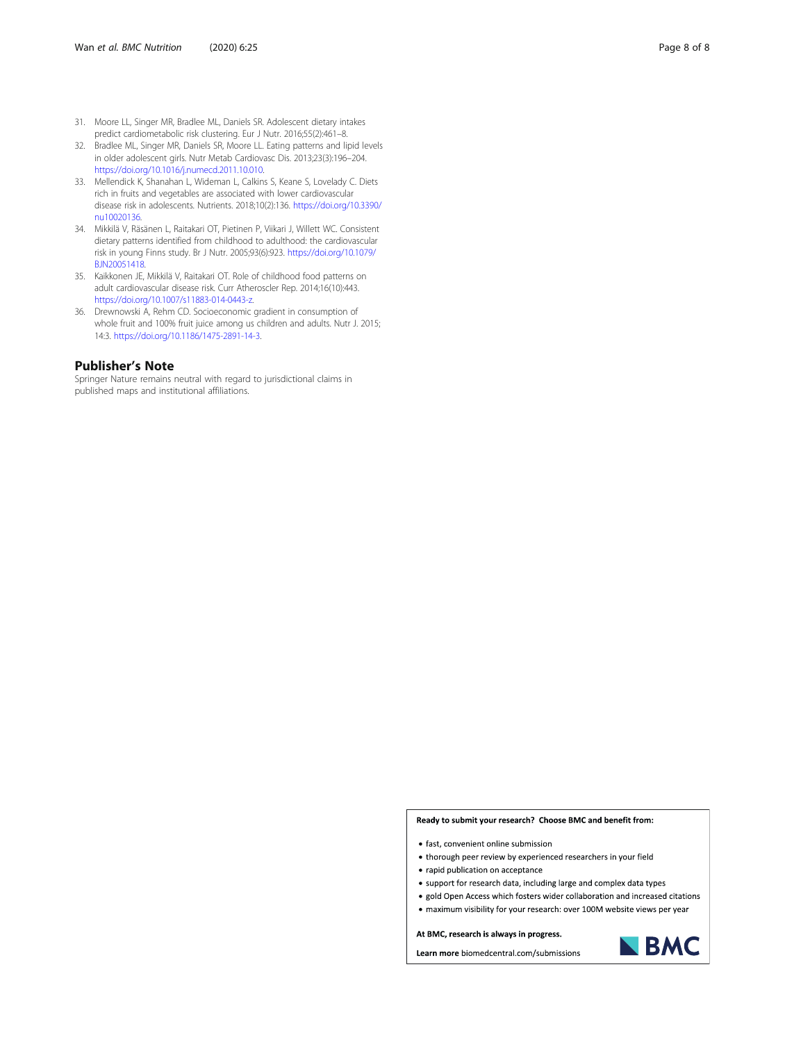31. Moore LL, Singer MR, Bradlee ML, Daniels SR. Adolescent dietary intakes predict cardiometabolic risk clustering. Eur J Nutr. 2016;55(2):461–8.
32. Bradlee ML, Singer MR, Daniels SR, Moore LL. Eating patterns and lipid levels in older adolescent girls. Nutr Metab Cardiovasc Dis. 2013;23(3):196–204. https://doi.org/10.1016/j.numecd.2011.10.010.
33. Mellendick K, Shanahan L, Wideman L, Calkins S, Keane S, Lovelady C. Diets rich in fruits and vegetables are associated with lower cardiovascular disease risk in adolescents. Nutrients. 2018;10(2):136. https://doi.org/10.3390/nu10020136.
34. Mikkilä V, Räsänen L, Raitakari OT, Pietinen P, Viikari J, Willett WC. Consistent dietary patterns identified from childhood to adulthood: the cardiovascular risk in young Finns study. Br J Nutr. 2005;93(6):923. https://doi.org/10.1079/BJN20051418.
35. Kaikkonen JE, Mikkilä V, Raitakari OT. Role of childhood food patterns on adult cardiovascular disease risk. Curr Atheroscler Rep. 2014;16(10):443. https://doi.org/10.1007/s11883-014-0443-z.
36. Drewnowski A, Rehm CD. Socioeconomic gradient in consumption of whole fruit and 100% fruit juice among us children and adults. Nutr J. 2015; 14:3. https://doi.org/10.1186/1475-2891-14-3.

## Publisher's Note

Springer Nature remains neutral with regard to jurisdictional claims in published maps and institutional affiliations.

**Ready to submit your research? Choose BMC and benefit from:**

- fast, convenient online submission
- thorough peer review by experienced researchers in your field
- rapid publication on acceptance
- support for research data, including large and complex data types
- gold Open Access which fosters wider collaboration and increased citations
- maximum visibility for your research: over 100M website views per year

**At BMC, research is always in progress.**

**Learn more** biomedcentral.com/submissions

BMC